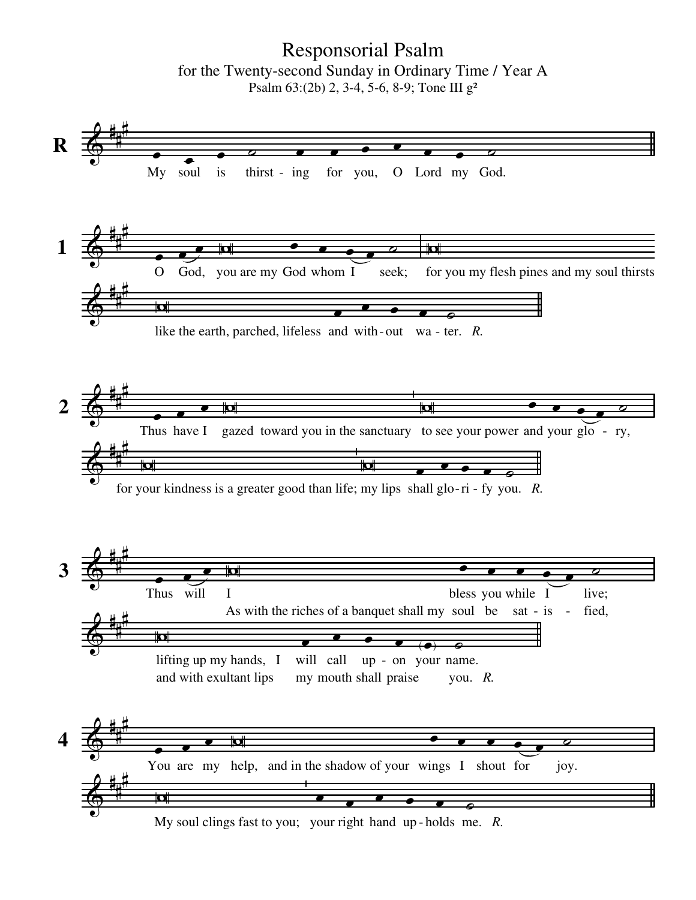# Responsorial Psalm

## for the Twenty-second Sunday in Ordinary Time / Year A

Psalm 63:(2b) 2, 3-4, 5-6, 8-9; Tone III g²

**R** My soul is thirst - ing for you, O Lord my God.

**1** O God, you are my God whom I seek; for you my flesh pines and my soul thirsts like the earth, parched, lifeless and with - out wa - ter. *R.*

**2** Thus have I gazed toward you in the sanctuary to see your power and your glo - ry, for your kindness is a greater good than life; my lips shall glo - ri - fy you. *R.*

**3** Thus will I bless you while I live; lifting up my hands, I will call up - on your name.
As with the riches of a banquet shall my soul be sat - is - fied, and with exultant lips my mouth shall praise you. *R.*

**4** You are my help, and in the shadow of your wings I shout for joy. My soul clings fast to you; your right hand up - holds me. *R.*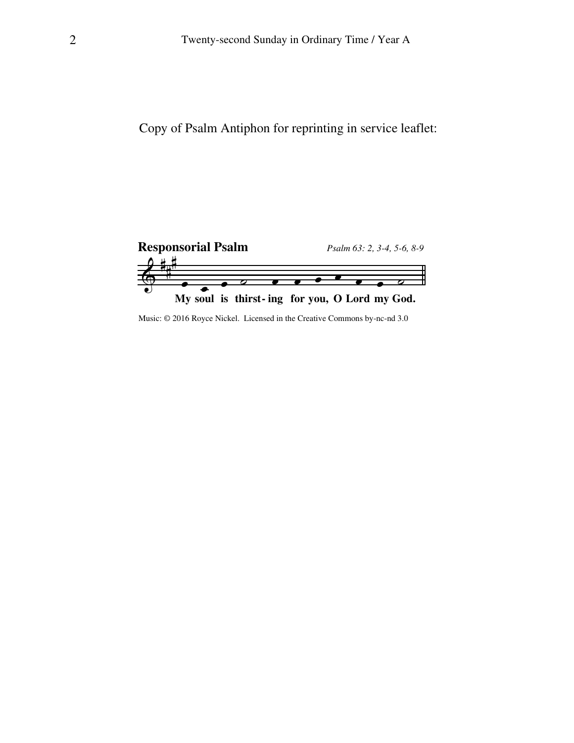Copy of Psalm Antiphon for reprinting in service leaflet:

**Responsorial Psalm** *Psalm 63: 2, 3-4, 5-6, 8-9*

**My soul is thirst- ing for you, O Lord my God.**

Music: © 2016 Royce Nickel. Licensed in the Creative Commons by-nc-nd 3.0